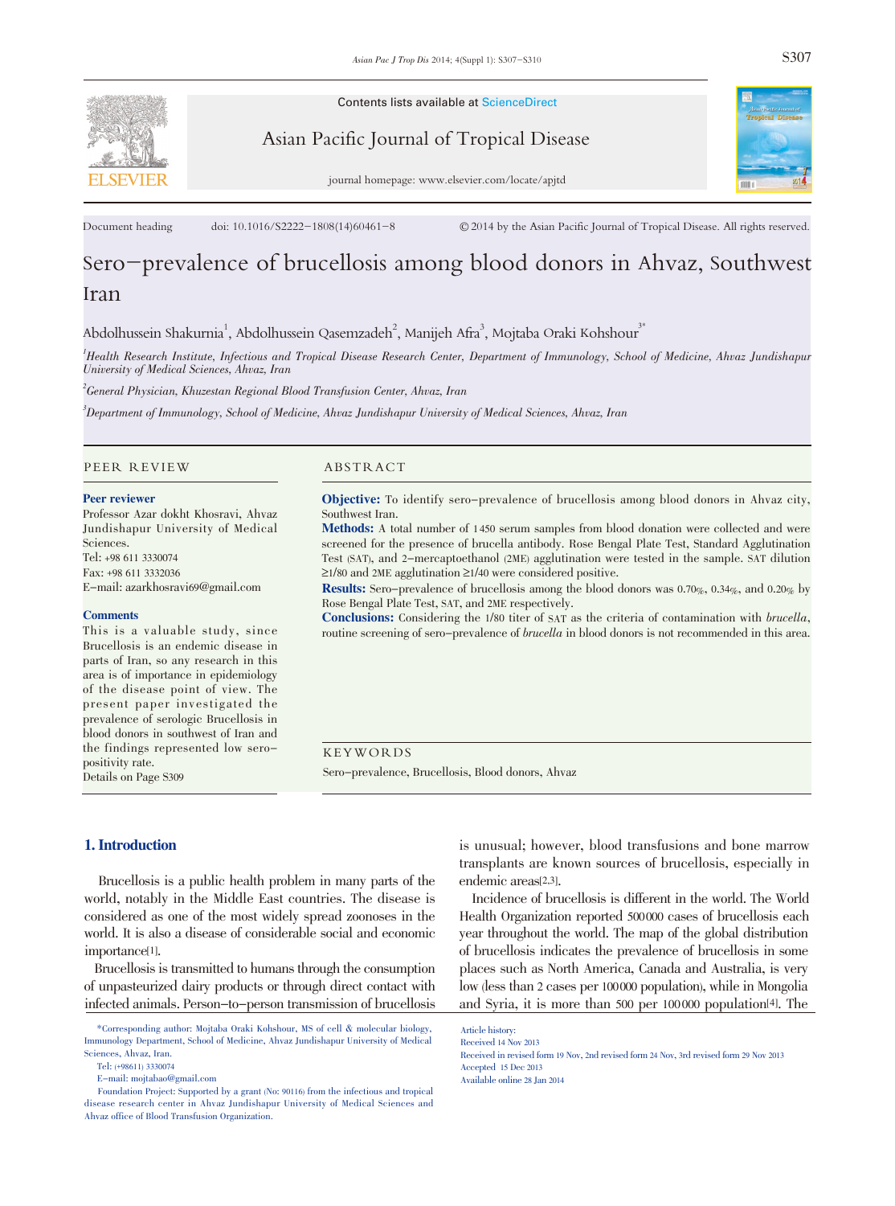Contents lists available at ScienceDirect

Asian Pacific Journal of Tropical Disease

journal homepage: www.elsevier.com/locate/apjtd

Document heading doi: 10.1016/S2222-1808(14)60461-8 © 2014 by the Asian Pacific Journal of Tropical Disease. All rights reserved.

# Sero-prevalence of brucellosis among blood donors in Ahvaz, Southwest Iran

Abdolhussein Shakurnia[1], Abdolhussein Qasemzadeh[2], Manijeh Afra[3], Mojtaba Oraki Kohshour[3*]

[1]Health Research Institute, Infectious and Tropical Disease Research Center, Department of Immunology, School of Medicine, Ahvaz Jundishapur University of Medical Sciences, Ahvaz, Iran

[2]General Physician, Khuzestan Regional Blood Transfusion Center, Ahvaz, Iran

[3]Department of Immunology, School of Medicine, Ahvaz Jundishapur University of Medical Sciences, Ahvaz, Iran

## PEER REVIEW

**Peer reviewer**

Professor Azar dokht Khosravi, Ahvaz Jundishapur University of Medical Sciences.
Tel: +98 611 3330074
Fax: +98 611 3332036
E-mail: azarkhosravi69@gmail.com

**Comments**

This is a valuable study, since Brucellosis is an endemic disease in parts of Iran, so any research in this area is of importance in epidemiology of the disease point of view. The present paper investigated the prevalence of serologic Brucellosis in blood donors in southwest of Iran and the findings represented low sero-positivity rate.
Details on Page S309

## ABSTRACT

**Objective:** To identify sero-prevalence of brucellosis among blood donors in Ahvaz city, Southwest Iran.

**Methods:** A total number of 1450 serum samples from blood donation were collected and were screened for the presence of brucella antibody. Rose Bengal Plate Test, Standard Agglutination Test (SAT), and 2-mercaptoethanol (2ME) agglutination were tested in the sample. SAT dilution ≥1/80 and 2ME agglutination ≥1/40 were considered positive.

**Results:** Sero-prevalence of brucellosis among the blood donors was 0.70%, 0.34%, and 0.20% by Rose Bengal Plate Test, SAT, and 2ME respectively.

**Conclusions:** Considering the 1/80 titer of SAT as the criteria of contamination with *brucella*, routine screening of sero-prevalence of *brucella* in blood donors is not recommended in this area.

## KEYWORDS

Sero-prevalence, Brucellosis, Blood donors, Ahvaz

## 1. Introduction

Brucellosis is a public health problem in many parts of the world, notably in the Middle East countries. The disease is considered as one of the most widely spread zoonoses in the world. It is also a disease of considerable social and economic importance[1].

Brucellosis is transmitted to humans through the consumption of unpasteurized dairy products or through direct contact with infected animals. Person-to-person transmission of brucellosis is unusual; however, blood transfusions and bone marrow transplants are known sources of brucellosis, especially in endemic areas[2,3].

Incidence of brucellosis is different in the world. The World Health Organization reported 500000 cases of brucellosis each year throughout the world. The map of the global distribution of brucellosis indicates the prevalence of brucellosis in some places such as North America, Canada and Australia, is very low (less than 2 cases per 100000 population), while in Mongolia and Syria, it is more than 500 per 100000 population[4]. The

*Corresponding author: Mojtaba Oraki Kohshour, MS of cell & molecular biology, Immunology Department, School of Medicine, Ahvaz Jundishapur University of Medical Sciences, Ahvaz, Iran.
Tel: (+98611) 3330074
E-mail: mojtabao@gmail.com
Foundation Project: Supported by a grant (No: 90116) from the infectious and tropical disease research center in Ahvaz Jundishapur University of Medical Sciences and Ahvaz office of Blood Transfusion Organization.

Article history:
Received 14 Nov 2013
Received in revised form 19 Nov, 2nd revised form 24 Nov, 3rd revised form 29 Nov 2013
Accepted 15 Dec 2013
Available online 28 Jan 2014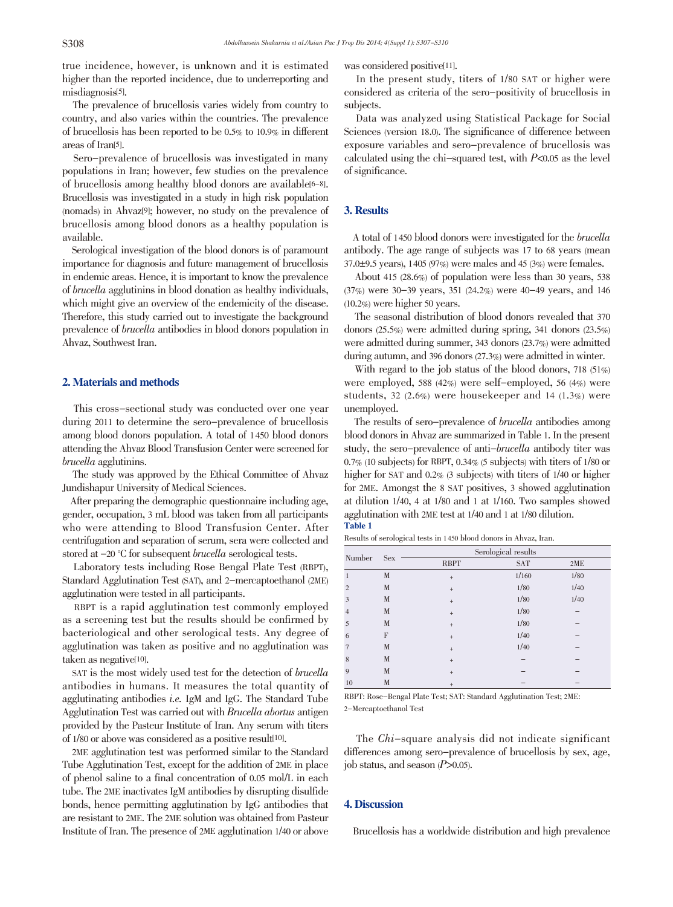true incidence, however, is unknown and it is estimated higher than the reported incidence, due to underreporting and misdiagnosis[5].

The prevalence of brucellosis varies widely from country to country, and also varies within the countries. The prevalence of brucellosis has been reported to be 0.5% to 10.9% in different areas of Iran[5].

Sero-prevalence of brucellosis was investigated in many populations in Iran; however, few studies on the prevalence of brucellosis among healthy blood donors are available[6-8]. Brucellosis was investigated in a study in high risk population (nomads) in Ahvaz[9]; however, no study on the prevalence of brucellosis among blood donors as a healthy population is available.

Serological investigation of the blood donors is of paramount importance for diagnosis and future management of brucellosis in endemic areas. Hence, it is important to know the prevalence of *brucella* agglutinins in blood donation as healthy individuals, which might give an overview of the endemicity of the disease. Therefore, this study carried out to investigate the background prevalence of *brucella* antibodies in blood donors population in Ahvaz, Southwest Iran.

## 2. Materials and methods

This cross-sectional study was conducted over one year during 2011 to determine the sero-prevalence of brucellosis among blood donors population. A total of 1450 blood donors attending the Ahvaz Blood Transfusion Center were screened for *brucella* agglutinins.

The study was approved by the Ethical Committee of Ahvaz Jundishapur University of Medical Sciences.

After preparing the demographic questionnaire including age, gender, occupation, 3 mL blood was taken from all participants who were attending to Blood Transfusion Center. After centrifugation and separation of serum, sera were collected and stored at −20 °C for subsequent *brucella* serological tests.

Laboratory tests including Rose Bengal Plate Test (RBPT), Standard Agglutination Test (SAT), and 2-mercaptoethanol (2ME) agglutination were tested in all participants.

RBPT is a rapid agglutination test commonly employed as a screening test but the results should be confirmed by bacteriological and other serological tests. Any degree of agglutination was taken as positive and no agglutination was taken as negative[10].

SAT is the most widely used test for the detection of *brucella* antibodies in humans. It measures the total quantity of agglutinating antibodies *i.e.* IgM and IgG. The Standard Tube Agglutination Test was carried out with *Brucella abortus* antigen provided by the Pasteur Institute of Iran. Any serum with titers of 1/80 or above was considered as a positive result[10].

2ME agglutination test was performed similar to the Standard Tube Agglutination Test, except for the addition of 2ME in place of phenol saline to a final concentration of 0.05 mol/L in each tube. The 2ME inactivates IgM antibodies by disrupting disulfide bonds, hence permitting agglutination by IgG antibodies that are resistant to 2ME. The 2ME solution was obtained from Pasteur Institute of Iran. The presence of 2ME agglutination 1/40 or above was considered positive[11].

In the present study, titers of 1/80 SAT or higher were considered as criteria of the sero-positivity of brucellosis in subjects.

Data was analyzed using Statistical Package for Social Sciences (version 18.0). The significance of difference between exposure variables and sero-prevalence of brucellosis was calculated using the chi-squared test, with $P<0.05$ as the level of significance.

## 3. Results

A total of 1450 blood donors were investigated for the *brucella* antibody. The age range of subjects was 17 to 68 years (mean 37.0±9.5 years), 1405 (97%) were males and 45 (3%) were females.

About 415 (28.6%) of population were less than 30 years, 538 (37%) were 30–39 years, 351 (24.2%) were 40–49 years, and 146 (10.2%) were higher 50 years.

The seasonal distribution of blood donors revealed that 370 donors (25.5%) were admitted during spring, 341 donors (23.5%) were admitted during summer, 343 donors (23.7%) were admitted during autumn, and 396 donors (27.3%) were admitted in winter.

With regard to the job status of the blood donors, 718 (51%) were employed, 588 (42%) were self-employed, 56 (4%) were students, 32 (2.6%) were housekeeper and 14 (1.3%) were unemployed.

The results of sero-prevalence of *brucella* antibodies among blood donors in Ahvaz are summarized in Table 1. In the present study, the sero-prevalence of anti-*brucella* antibody titer was 0.7% (10 subjects) for RBPT, 0.34% (5 subjects) with titers of 1/80 or higher for SAT and 0.2% (3 subjects) with titers of 1/40 or higher for 2ME. Amongst the 8 SAT positives, 3 showed agglutination at dilution 1/40, 4 at 1/80 and 1 at 1/160. Two samples showed agglutination with 2ME test at 1/40 and 1 at 1/80 dilution.

**Table 1**

Results of serological tests in 1450 blood donors in Ahvaz, Iran.

| Number | Sex | Serological results | | |
|---|---|---|---|---|
| | | RBPT | SAT | 2ME |
| 1 | M | + | 1/160 | 1/80 |
| 2 | M | + | 1/80 | 1/40 |
| 3 | M | + | 1/80 | 1/40 |
| 4 | M | + | 1/80 | – |
| 5 | M | + | 1/80 | – |
| 6 | F | + | 1/40 | – |
| 7 | M | + | 1/40 | – |
| 8 | M | + | – | – |
| 9 | M | + | – | – |
| 10 | M | + | – | – |

RBPT: Rose-Bengal Plate Test; SAT: Standard Agglutination Test; 2ME: 2-Mercaptoethanol Test

The *Chi*-square analysis did not indicate significant differences among sero-prevalence of brucellosis by sex, age, job status, and season ($P>0.05$).

## 4. Discussion

Brucellosis has a worldwide distribution and high prevalence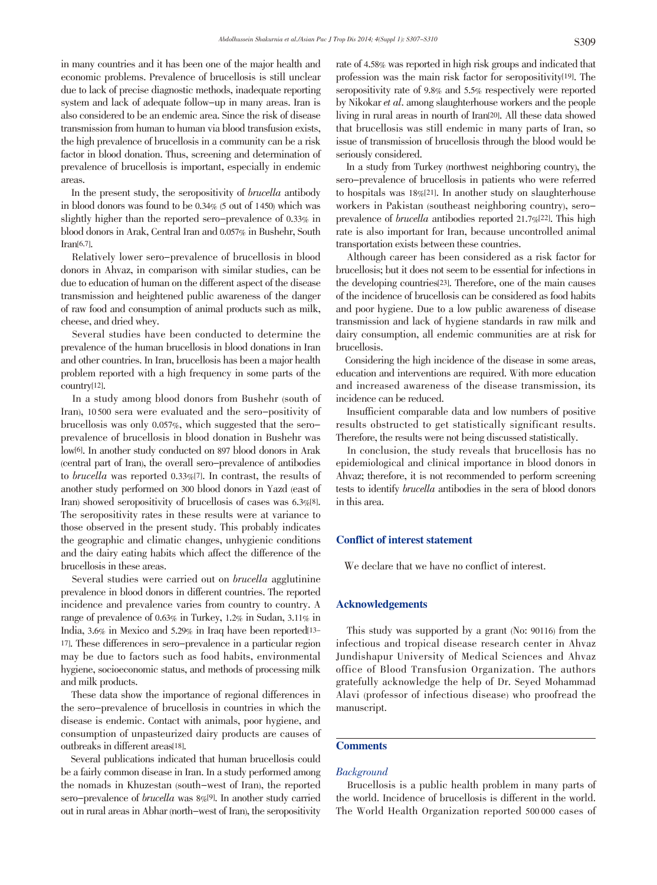in many countries and it has been one of the major health and economic problems. Prevalence of brucellosis is still unclear due to lack of precise diagnostic methods, inadequate reporting system and lack of adequate follow-up in many areas. Iran is also considered to be an endemic area. Since the risk of disease transmission from human to human via blood transfusion exists, the high prevalence of brucellosis in a community can be a risk factor in blood donation. Thus, screening and determination of prevalence of brucellosis is important, especially in endemic areas.

In the present study, the seropositivity of *brucella* antibody in blood donors was found to be 0.34% (5 out of 1450) which was slightly higher than the reported sero-prevalence of 0.33% in blood donors in Arak, Central Iran and 0.057% in Bushehr, South Iran[6,7].

Relatively lower sero-prevalence of brucellosis in blood donors in Ahvaz, in comparison with similar studies, can be due to education of human on the different aspect of the disease transmission and heightened public awareness of the danger of raw food and consumption of animal products such as milk, cheese, and dried whey.

Several studies have been conducted to determine the prevalence of the human brucellosis in blood donations in Iran and other countries. In Iran, brucellosis has been a major health problem reported with a high frequency in some parts of the country[12].

In a study among blood donors from Bushehr (south of Iran), 10 500 sera were evaluated and the sero-positivity of brucellosis was only 0.057%, which suggested that the sero-prevalence of brucellosis in blood donation in Bushehr was low[6]. In another study conducted on 897 blood donors in Arak (central part of Iran), the overall sero-prevalence of antibodies to *brucella* was reported 0.33%[7]. In contrast, the results of another study performed on 300 blood donors in Yazd (east of Iran) showed seropositivity of brucellosis of cases was 6.3%[8]. The seropositivity rates in these results were at variance to those observed in the present study. This probably indicates the geographic and climatic changes, unhygienic conditions and the dairy eating habits which affect the difference of the brucellosis in these areas.

Several studies were carried out on *brucella* agglutinine prevalence in blood donors in different countries. The reported incidence and prevalence varies from country to country. A range of prevalence of 0.63% in Turkey, 1.2% in Sudan, 3.11% in India, 3.6% in Mexico and 5.29% in Iraq have been reported[13-17]. These differences in sero-prevalence in a particular region may be due to factors such as food habits, environmental hygiene, socioeconomic status, and methods of processing milk and milk products.

These data show the importance of regional differences in the sero-prevalence of brucellosis in countries in which the disease is endemic. Contact with animals, poor hygiene, and consumption of unpasteurized dairy products are causes of outbreaks in different areas[18].

Several publications indicated that human brucellosis could be a fairly common disease in Iran. In a study performed among the nomads in Khuzestan (south-west of Iran), the reported sero-prevalence of *brucella* was 8%[9]. In another study carried out in rural areas in Abhar (north-west of Iran), the seropositivity rate of 4.58% was reported in high risk groups and indicated that profession was the main risk factor for seropositivity[19]. The seropositivity rate of 9.8% and 5.5% respectively were reported by Nikokar *et al*. among slaughterhouse workers and the people living in rural areas in nourth of Iran[20]. All these data showed that brucellosis was still endemic in many parts of Iran, so issue of transmission of brucellosis through the blood would be seriously considered.

In a study from Turkey (northwest neighboring country), the sero-prevalence of brucellosis in patients who were referred to hospitals was 18%[21]. In another study on slaughterhouse workers in Pakistan (southeast neighboring country), sero-prevalence of *brucella* antibodies reported 21.7%[22]. This high rate is also important for Iran, because uncontrolled animal transportation exists between these countries.

Although career has been considered as a risk factor for brucellosis; but it does not seem to be essential for infections in the developing countries[23]. Therefore, one of the main causes of the incidence of brucellosis can be considered as food habits and poor hygiene. Due to a low public awareness of disease transmission and lack of hygiene standards in raw milk and dairy consumption, all endemic communities are at risk for brucellosis.

Considering the high incidence of the disease in some areas, education and interventions are required. With more education and increased awareness of the disease transmission, its incidence can be reduced.

Insufficient comparable data and low numbers of positive results obstructed to get statistically significant results. Therefore, the results were not being discussed statistically.

In conclusion, the study reveals that brucellosis has no epidemiological and clinical importance in blood donors in Ahvaz; therefore, it is not recommended to perform screening tests to identify *brucella* antibodies in the sera of blood donors in this area.

## Conflict of interest statement

We declare that we have no conflict of interest.

## Acknowledgements

This study was supported by a grant (No: 90116) from the infectious and tropical disease research center in Ahvaz Jundishapur University of Medical Sciences and Ahvaz office of Blood Transfusion Organization. The authors gratefully acknowledge the help of Dr. Seyed Mohammad Alavi (professor of infectious disease) who proofread the manuscript.

## Comments

### *Background*

Brucellosis is a public health problem in many parts of the world. Incidence of brucellosis is different in the world. The World Health Organization reported 500 000 cases of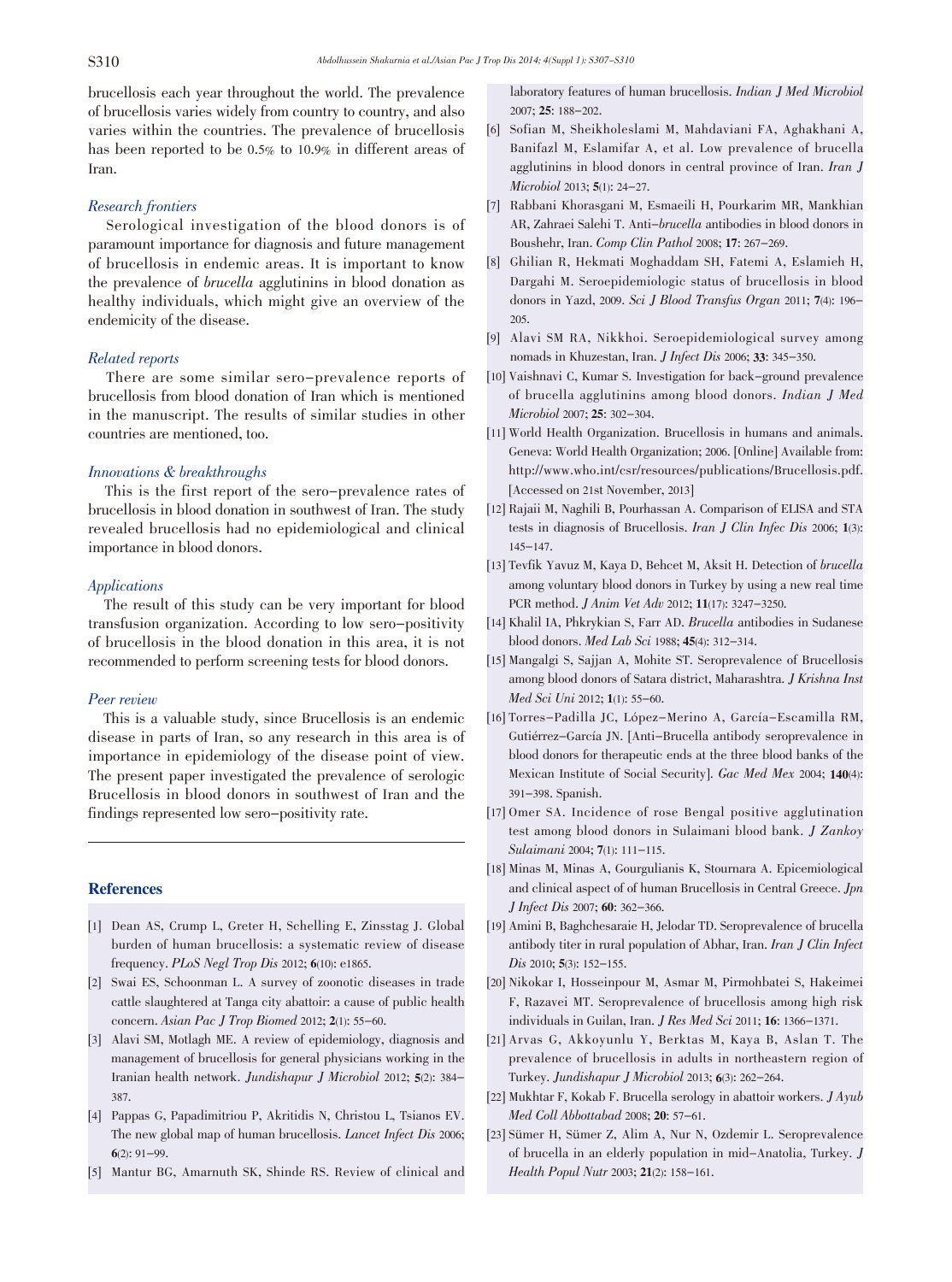brucellosis each year throughout the world. The prevalence of brucellosis varies widely from country to country, and also varies within the countries. The prevalence of brucellosis has been reported to be 0.5% to 10.9% in different areas of Iran.

### *Research frontiers*

Serological investigation of the blood donors is of paramount importance for diagnosis and future management of brucellosis in endemic areas. It is important to know the prevalence of *brucella* agglutinins in blood donation as healthy individuals, which might give an overview of the endemicity of the disease.

### *Related reports*

There are some similar sero-prevalence reports of brucellosis from blood donation of Iran which is mentioned in the manuscript. The results of similar studies in other countries are mentioned, too.

### *Innovations & breakthroughs*

This is the first report of the sero-prevalence rates of brucellosis in blood donation in southwest of Iran. The study revealed brucellosis had no epidemiological and clinical importance in blood donors.

### *Applications*

The result of this study can be very important for blood transfusion organization. According to low sero-positivity of brucellosis in the blood donation in this area, it is not recommended to perform screening tests for blood donors.

### *Peer review*

This is a valuable study, since Brucellosis is an endemic disease in parts of Iran, so any research in this area is of importance in epidemiology of the disease point of view. The present paper investigated the prevalence of serologic Brucellosis in blood donors in southwest of Iran and the findings represented low sero-positivity rate.

## References

[1] Dean AS, Crump L, Greter H, Schelling E, Zinsstag J. Global burden of human brucellosis: a systematic review of disease frequency. *PLoS Negl Trop Dis* 2012; **6**(10): e1865.

[2] Swai ES, Schoonman L. A survey of zoonotic diseases in trade cattle slaughtered at Tanga city abattoir: a cause of public health concern. *Asian Pac J Trop Biomed* 2012; **2**(1): 55-60.

[3] Alavi SM, Motlagh ME. A review of epidemiology, diagnosis and management of brucellosis for general physicians working in the Iranian health network. *Jundishapur J Microbiol* 2012; **5**(2): 384-387.

[4] Pappas G, Papadimitriou P, Akritidis N, Christou L, Tsianos EV. The new global map of human brucellosis. *Lancet Infect Dis* 2006; **6**(2): 91-99.

[5] Mantur BG, Amarnuth SK, Shinde RS. Review of clinical and laboratory features of human brucellosis. *Indian J Med Microbiol* 2007; **25**: 188-202.

[6] Sofian M, Sheikholeslami M, Mahdaviani FA, Aghakhani A, Banifazl M, Eslamifar A, et al. Low prevalence of brucella agglutinins in blood donors in central province of Iran. *Iran J Microbiol* 2013; **5**(1): 24-27.

[7] Rabbani Khorasgani M, Esmaeili H, Pourkarim MR, Mankhian AR, Zahraei Salehi T. Anti-*brucella* antibodies in blood donors in Boushehr, Iran. *Comp Clin Pathol* 2008; **17**: 267-269.

[8] Ghilian R, Hekmati Moghaddam SH, Fatemi A, Eslamieh H, Dargahi M. Seroepidemiologic status of brucellosis in blood donors in Yazd, 2009. *Sci J Blood Transfus Organ* 2011; **7**(4): 196-205.

[9] Alavi SM RA, Nikkhoi. Seroepidemiological survey among nomads in Khuzestan, Iran. *J Infect Dis* 2006; **33**: 345-350.

[10] Vaishnavi C, Kumar S. Investigation for back-ground prevalence of brucella agglutinins among blood donors. *Indian J Med Microbiol* 2007; **25**: 302-304.

[11] World Health Organization. Brucellosis in humans and animals. Geneva: World Health Organization; 2006. [Online] Available from: http://www.who.int/csr/resources/publications/Brucellosis.pdf. [Accessed on 21st November, 2013]

[12] Rajaii M, Naghili B, Pourhassan A. Comparison of ELISA and STA tests in diagnosis of Brucellosis. *Iran J Clin Infec Dis* 2006; **1**(3): 145-147.

[13] Tevfik Yavuz M, Kaya D, Behcet M, Aksit H. Detection of *brucella* among voluntary blood donors in Turkey by using a new real time PCR method. *J Anim Vet Adv* 2012; **11**(17): 3247-3250.

[14] Khalil IA, Phkrykian S, Farr AD. *Brucella* antibodies in Sudanese blood donors. *Med Lab Sci* 1988; **45**(4): 312-314.

[15] Mangalgi S, Sajjan A, Mohite ST. Seroprevalence of Brucellosis among blood donors of Satara district, Maharashtra. *J Krishna Inst Med Sci Uni* 2012; **1**(1): 55-60.

[16] Torres-Padilla JC, López-Merino A, García-Escamilla RM, Gutiérrez-García JN. [Anti-Brucella antibody seroprevalence in blood donors for therapeutic ends at the three blood banks of the Mexican Institute of Social Security]. *Gac Med Mex* 2004; **140**(4): 391-398. Spanish.

[17] Omer SA. Incidence of rose Bengal positive agglutination test among blood donors in Sulaimani blood bank. *J Zankoy Sulaimani* 2004; **7**(1): 111-115.

[18] Minas M, Minas A, Gourgulianis K, Stournara A. Epicemiological and clinical aspect of of human Brucellosis in Central Greece. *Jpn J Infect Dis* 2007; **60**: 362-366.

[19] Amini B, Baghchesaraie H, Jelodar TD. Seroprevalence of brucella antibody titer in rural population of Abhar, Iran. *Iran J Clin Infect Dis* 2010; **5**(3): 152-155.

[20] Nikokar I, Hosseinpour M, Asmar M, Pirmohbatei S, Hakeimei F, Razavei MT. Seroprevalence of brucellosis among high risk individuals in Guilan, Iran. *J Res Med Sci* 2011; **16**: 1366-1371.

[21] Arvas G, Akkoyunlu Y, Berktas M, Kaya B, Aslan T. The prevalence of brucellosis in adults in northeastern region of Turkey. *Jundishapur J Microbiol* 2013; **6**(3): 262-264.

[22] Mukhtar F, Kokab F. Brucella serology in abattoir workers. *J Ayub Med Coll Abbottabad* 2008; **20**: 57-61.

[23] Sümer H, Sümer Z, Alim A, Nur N, Ozdemir L. Seroprevalence of brucella in an elderly population in mid-Anatolia, Turkey. *J Health Popul Nutr* 2003; **21**(2): 158-161.